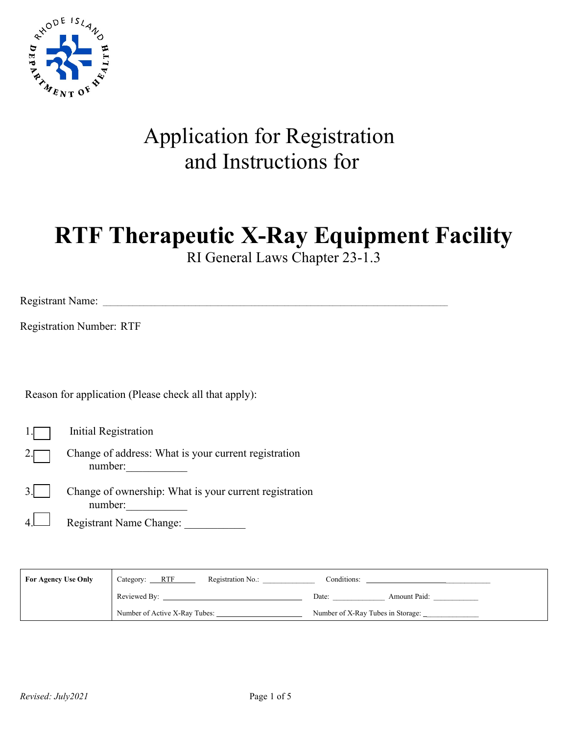# Application for Registration and Instructions for

# RTF Therapeutic X-Ray Equipment Facility

RI General Laws Chapter 23-1.3

Registrant Name: ___________________________________________________________

Registration Number: RTF

Reason for application (Please check all that apply):

1. ☐ Initial Registration
2. ☐ Change of address: What is your current registration number:___________
3. ☐ Change of ownership: What is your current registration number:___________
4. ☐ Registrant Name Change: ___________

| **For Agency Use Only** | Category: RTF | Registration No.: ____________ | Conditions: ______________________ |
|---|---|---|---|
| | Reviewed By: ______________________ | Date: ____________ | Amount Paid: ___________ |
| | Number of Active X-Ray Tubes: ______________________ | Number of X-Ray Tubes in Storage: ______________ | |

*Revised: July2021*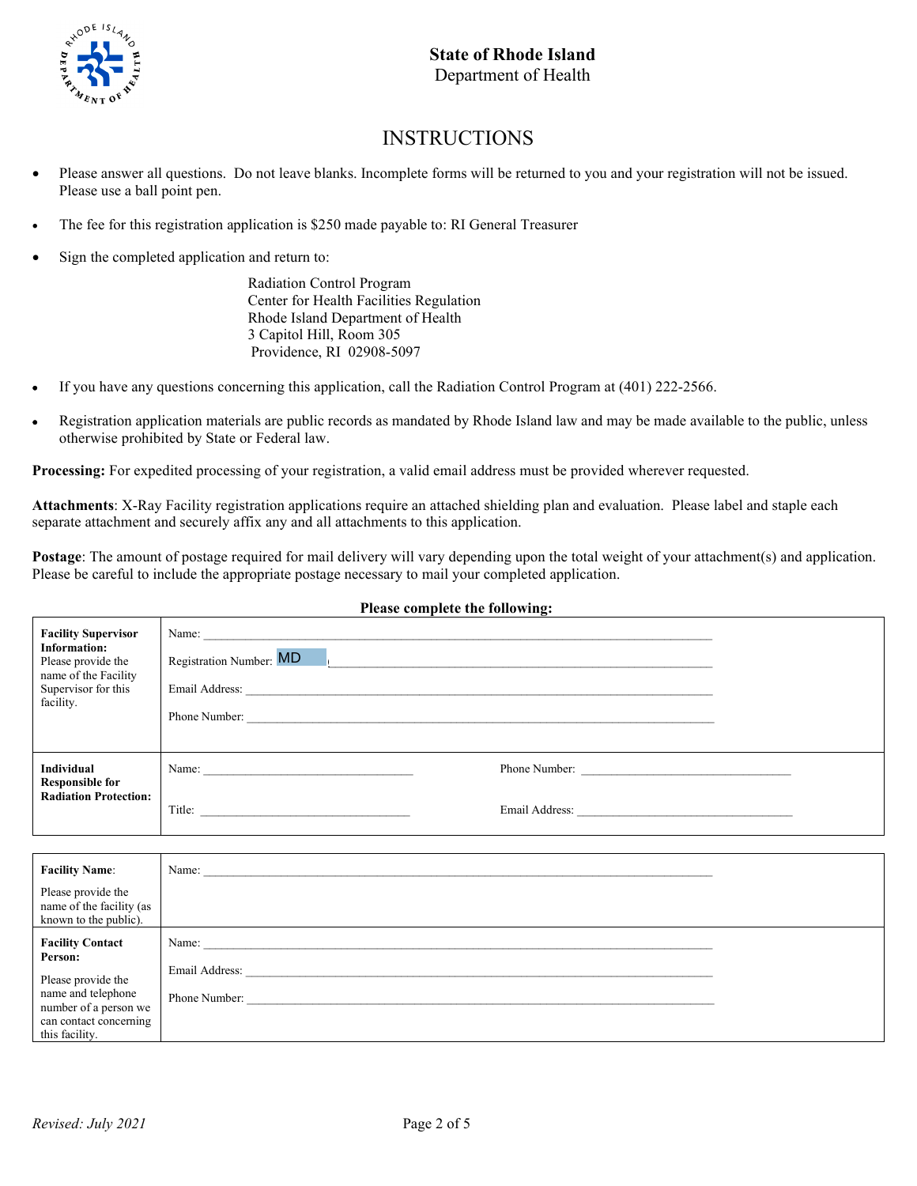**State of Rhode Island**
Department of Health

# INSTRUCTIONS

- Please answer all questions. Do not leave blanks. Incomplete forms will be returned to you and your registration will not be issued. Please use a ball point pen.
- The fee for this registration application is $250 made payable to: RI General Treasurer
- Sign the completed application and return to:

  Radiation Control Program
  Center for Health Facilities Regulation
  Rhode Island Department of Health
  3 Capitol Hill, Room 305
  Providence, RI 02908-5097

- If you have any questions concerning this application, call the Radiation Control Program at (401) 222-2566.
- Registration application materials are public records as mandated by Rhode Island law and may be made available to the public, unless otherwise prohibited by State or Federal law.

**Processing:** For expedited processing of your registration, a valid email address must be provided wherever requested.

**Attachments**: X-Ray Facility registration applications require an attached shielding plan and evaluation. Please label and staple each separate attachment and securely affix any and all attachments to this application.

**Postage**: The amount of postage required for mail delivery will vary depending upon the total weight of your attachment(s) and application. Please be careful to include the appropriate postage necessary to mail your completed application.

**Please complete the following:**

| | |
|---|---|
| **Facility Supervisor Information:** Please provide the name of the Facility Supervisor for this facility. | Name: ______<br>Registration Number: MD ______<br>Email Address: ______<br>Phone Number: ______ |
| **Individual Responsible for Radiation Protection:** | Name: ______ Phone Number: ______<br>Title: ______ Email Address: ______ |

| | |
|---|---|
| **Facility Name**: Please provide the name of the facility (as known to the public). | Name: ______ |
| **Facility Contact Person:** Please provide the name and telephone number of a person we can contact concerning this facility. | Name: ______<br>Email Address: ______<br>Phone Number: ______ |

*Revised: July 2021*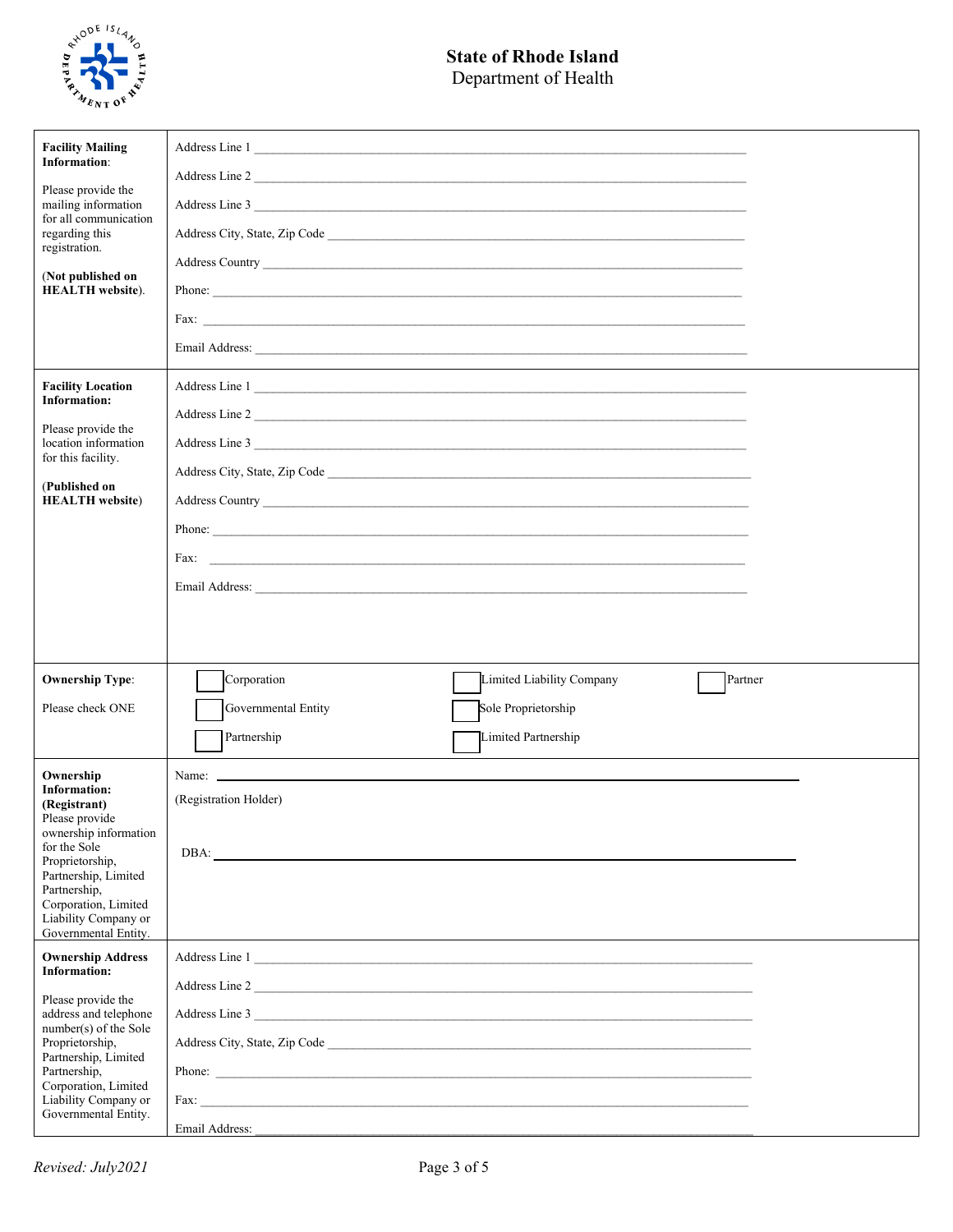**State of Rhode Island**
Department of Health

| | |
|---|---|
| **Facility Mailing Information**:<br><br>Please provide the mailing information for all communication regarding this registration.<br><br>(**Not published on HEALTH website**). | Address Line 1 \_\_\_\_\_\_\_\_\_\_\_\_\_\_\_\_\_\_\_\_<br>Address Line 2 \_\_\_\_\_\_\_\_\_\_\_\_\_\_\_\_\_\_\_\_<br>Address Line 3 \_\_\_\_\_\_\_\_\_\_\_\_\_\_\_\_\_\_\_\_<br>Address City, State, Zip Code \_\_\_\_\_\_\_\_\_\_\_\_\_\_\_\_\_\_\_\_<br>Address Country \_\_\_\_\_\_\_\_\_\_\_\_\_\_\_\_\_\_\_\_<br>Phone: \_\_\_\_\_\_\_\_\_\_\_\_\_\_\_\_\_\_\_\_<br>Fax: \_\_\_\_\_\_\_\_\_\_\_\_\_\_\_\_\_\_\_\_<br>Email Address: \_\_\_\_\_\_\_\_\_\_\_\_\_\_\_\_\_\_\_\_ |
| **Facility Location Information:**<br><br>Please provide the location information for this facility.<br><br>(**Published on HEALTH website**) | Address Line 1 \_\_\_\_\_\_\_\_\_\_\_\_\_\_\_\_\_\_\_\_<br>Address Line 2 \_\_\_\_\_\_\_\_\_\_\_\_\_\_\_\_\_\_\_\_<br>Address Line 3 \_\_\_\_\_\_\_\_\_\_\_\_\_\_\_\_\_\_\_\_<br>Address City, State, Zip Code \_\_\_\_\_\_\_\_\_\_\_\_\_\_\_\_\_\_\_\_<br>Address Country \_\_\_\_\_\_\_\_\_\_\_\_\_\_\_\_\_\_\_\_<br>Phone: \_\_\_\_\_\_\_\_\_\_\_\_\_\_\_\_\_\_\_\_<br>Fax: \_\_\_\_\_\_\_\_\_\_\_\_\_\_\_\_\_\_\_\_<br>Email Address: \_\_\_\_\_\_\_\_\_\_\_\_\_\_\_\_\_\_\_\_ |
| **Ownership Type**:<br><br>Please check ONE | ☐ Corporation ☐ Limited Liability Company ☐ Partner<br>☐ Governmental Entity ☐ Sole Proprietorship<br>☐ Partnership ☐ Limited Partnership |
| **Ownership Information: (Registrant)**<br>Please provide ownership information for the Sole Proprietorship, Partnership, Limited Partnership, Corporation, Limited Liability Company or Governmental Entity. | Name: \_\_\_\_\_\_\_\_\_\_\_\_\_\_\_\_\_\_\_\_<br>(Registration Holder)<br><br>DBA: \_\_\_\_\_\_\_\_\_\_\_\_\_\_\_\_\_\_\_\_ |
| **Ownership Address Information:**<br><br>Please provide the address and telephone number(s) of the Sole Proprietorship, Partnership, Limited Partnership, Corporation, Limited Liability Company or Governmental Entity. | Address Line 1 \_\_\_\_\_\_\_\_\_\_\_\_\_\_\_\_\_\_\_\_<br>Address Line 2 \_\_\_\_\_\_\_\_\_\_\_\_\_\_\_\_\_\_\_\_<br>Address Line 3 \_\_\_\_\_\_\_\_\_\_\_\_\_\_\_\_\_\_\_\_<br>Address City, State, Zip Code \_\_\_\_\_\_\_\_\_\_\_\_\_\_\_\_\_\_\_\_<br>Phone: \_\_\_\_\_\_\_\_\_\_\_\_\_\_\_\_\_\_\_\_<br>Fax: \_\_\_\_\_\_\_\_\_\_\_\_\_\_\_\_\_\_\_\_<br>Email Address: \_\_\_\_\_\_\_\_\_\_\_\_\_\_\_\_\_\_\_\_ |

*Revised: July2021*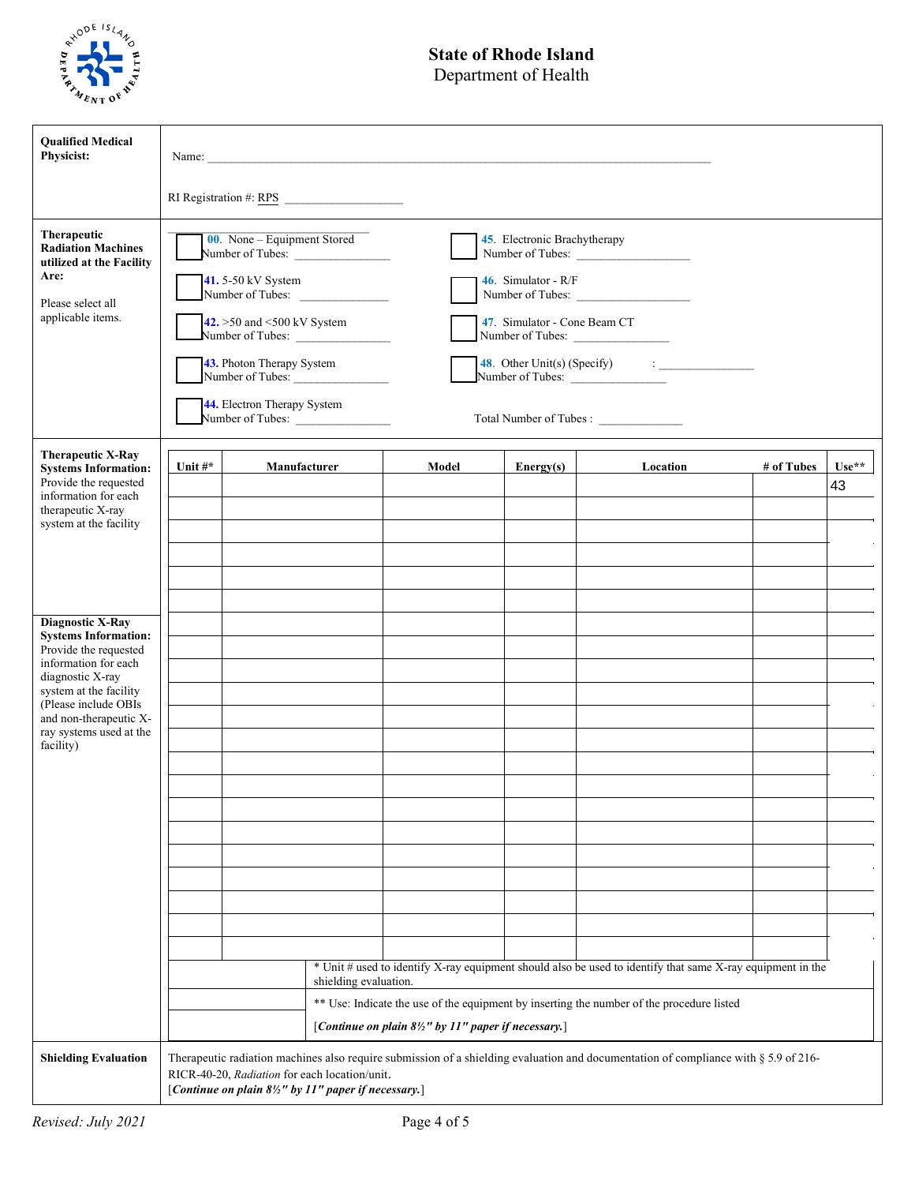**State of Rhode Island**
Department of Health

| | |
|---|---|
| **Qualified Medical Physicist:** | Name: ______________________________________________<br><br>RI Registration #: RPS ______________ |
| **Therapeutic Radiation Machines utilized at the Facility Are:**<br><br>Please select all applicable items. | ☐ **00**. None – Equipment Stored<br>Number of Tubes: ______________<br><br>☐ **41.** 5-50 kV System<br>Number of Tubes: ______________<br><br>☐ **42.** >50 and <500 kV System<br>Number of Tubes: ______________<br><br>☐ **43.** Photon Therapy System<br>Number of Tubes: ______________<br><br>☐ **44.** Electron Therapy System<br>Number of Tubes: ______________<br><br>☐ **45**. Electronic Brachytherapy<br>Number of Tubes: ______________<br><br>☐ **46**. Simulator - R/F<br>Number of Tubes: ______________<br><br>☐ **47**. Simulator - Cone Beam CT<br>Number of Tubes: ______________<br><br>☐ **48**. Other Unit(s) (Specify) : ______________<br>Number of Tubes: ______________<br><br>Total Number of Tubes : ______________ |

**Therapeutic X-Ray Systems Information:** Provide the requested information for each therapeutic X-ray system at the facility

**Diagnostic X-Ray Systems Information:** Provide the requested information for each diagnostic X-ray system at the facility (Please include OBIs and non-therapeutic X-ray systems used at the facility)

| Unit #* | Manufacturer | Model | Energy(s) | Location | # of Tubes | Use** |
|---|---|---|---|---|---|---|
| | | | | | | 43 |
| | | | | | | |
| | | | | | | |
| | | | | | | |
| | | | | | | |
| | | | | | | |
| | | | | | | |
| | | | | | | |
| | | | | | | |
| | | | | | | |
| | | | | | | |
| | | | | | | |
| | | | | | | |
| | | | | | | |
| | | | | | | |
| | | | | | | |
| | | | | | | |
| | | | | | | |
| | | | | | | |
| | | | | | | |
| | | | | | | |

\* Unit # used to identify X-ray equipment should also be used to identify that same X-ray equipment in the shielding evaluation.

\*\* Use: Indicate the use of the equipment by inserting the number of the procedure listed

[*Continue on plain 8½" by 11" paper if necessary.*]

**Shielding Evaluation**

Therapeutic radiation machines also require submission of a shielding evaluation and documentation of compliance with § 5.9 of 216-RICR-40-20, *Radiation* for each location/unit.
[***Continue on plain 8½" by 11" paper if necessary.***]

*Revised: July 2021*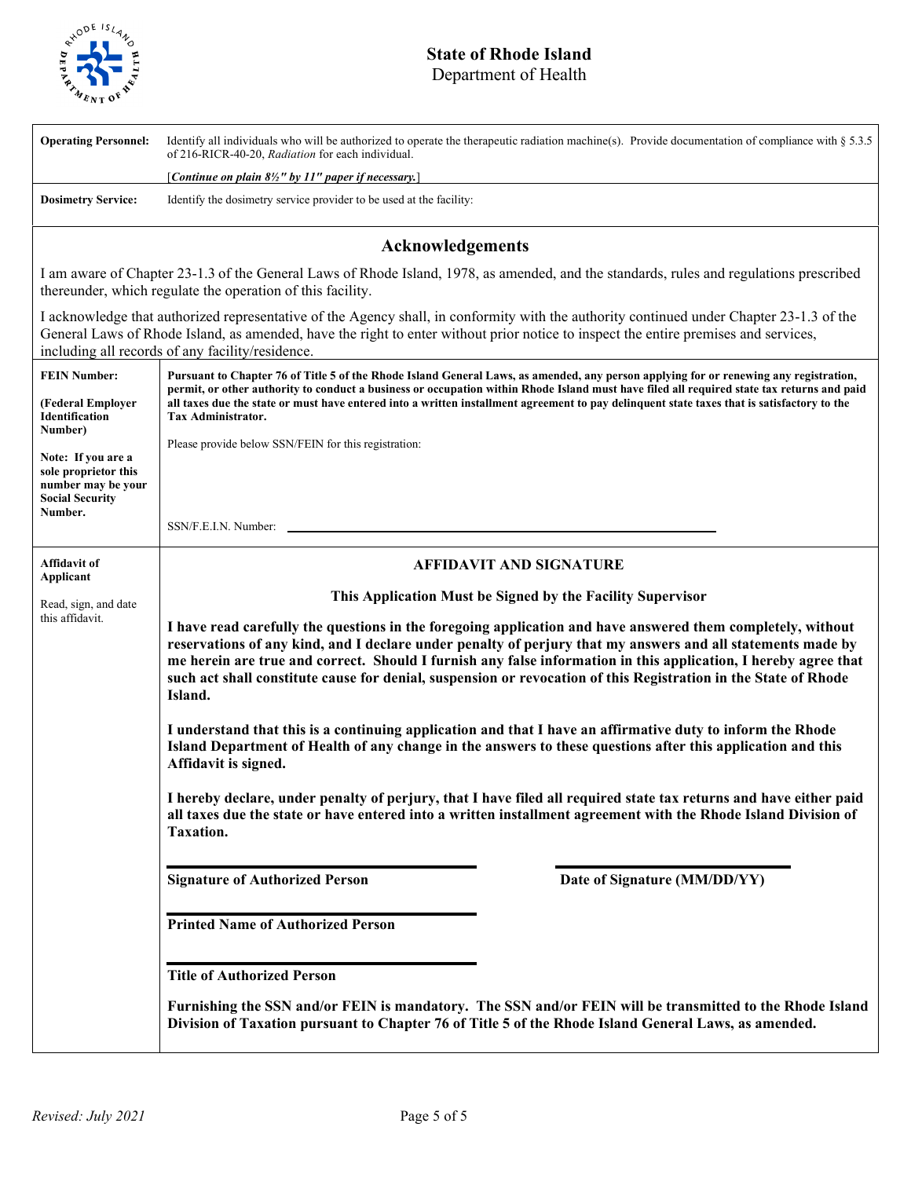**State of Rhode Island**
Department of Health

| | |
|---|---|
| **Operating Personnel:** | Identify all individuals who will be authorized to operate the therapeutic radiation machine(s). Provide documentation of compliance with § 5.3.5 of 216-RICR-40-20, *Radiation* for each individual.<br><br>[***Continue on plain 8½" by 11" paper if necessary.***] |
| **Dosimetry Service:** | Identify the dosimetry service provider to be used at the facility: |

## Acknowledgements

I am aware of Chapter 23-1.3 of the General Laws of Rhode Island, 1978, as amended, and the standards, rules and regulations prescribed thereunder, which regulate the operation of this facility.

I acknowledge that authorized representative of the Agency shall, in conformity with the authority continued under Chapter 23-1.3 of the General Laws of Rhode Island, as amended, have the right to enter without prior notice to inspect the entire premises and services, including all records of any facility/residence.

| | |
|---|---|
| **FEIN Number:**<br><br>**(Federal Employer Identification Number)**<br><br>**Note: If you are a sole proprietor this number may be your Social Security Number.** | **Pursuant to Chapter 76 of Title 5 of the Rhode Island General Laws, as amended, any person applying for or renewing any registration, permit, or other authority to conduct a business or occupation within Rhode Island must have filed all required state tax returns and paid all taxes due the state or must have entered into a written installment agreement to pay delinquent state taxes that is satisfactory to the Tax Administrator.**<br><br>Please provide below SSN/FEIN for this registration:<br><br>SSN/F.E.I.N. Number: ______________________________ |
| **Affidavit of Applicant**<br><br>Read, sign, and date this affidavit. | **AFFIDAVIT AND SIGNATURE**<br><br>**This Application Must be Signed by the Facility Supervisor**<br><br>**I have read carefully the questions in the foregoing application and have answered them completely, without reservations of any kind, and I declare under penalty of perjury that my answers and all statements made by me herein are true and correct. Should I furnish any false information in this application, I hereby agree that such act shall constitute cause for denial, suspension or revocation of this Registration in the State of Rhode Island.**<br><br>**I understand that this is a continuing application and that I have an affirmative duty to inform the Rhode Island Department of Health of any change in the answers to these questions after this application and this Affidavit is signed.**<br><br>**I hereby declare, under penalty of perjury, that I have filed all required state tax returns and have either paid all taxes due the state or have entered into a written installment agreement with the Rhode Island Division of Taxation.**<br><br>______________________________ ______________________________<br>**Signature of Authorized Person** **Date of Signature (MM/DD/YY)**<br><br>______________________________<br>**Printed Name of Authorized Person**<br><br>______________________________<br>**Title of Authorized Person**<br><br>**Furnishing the SSN and/or FEIN is mandatory. The SSN and/or FEIN will be transmitted to the Rhode Island Division of Taxation pursuant to Chapter 76 of Title 5 of the Rhode Island General Laws, as amended.** |

*Revised: July 2021*